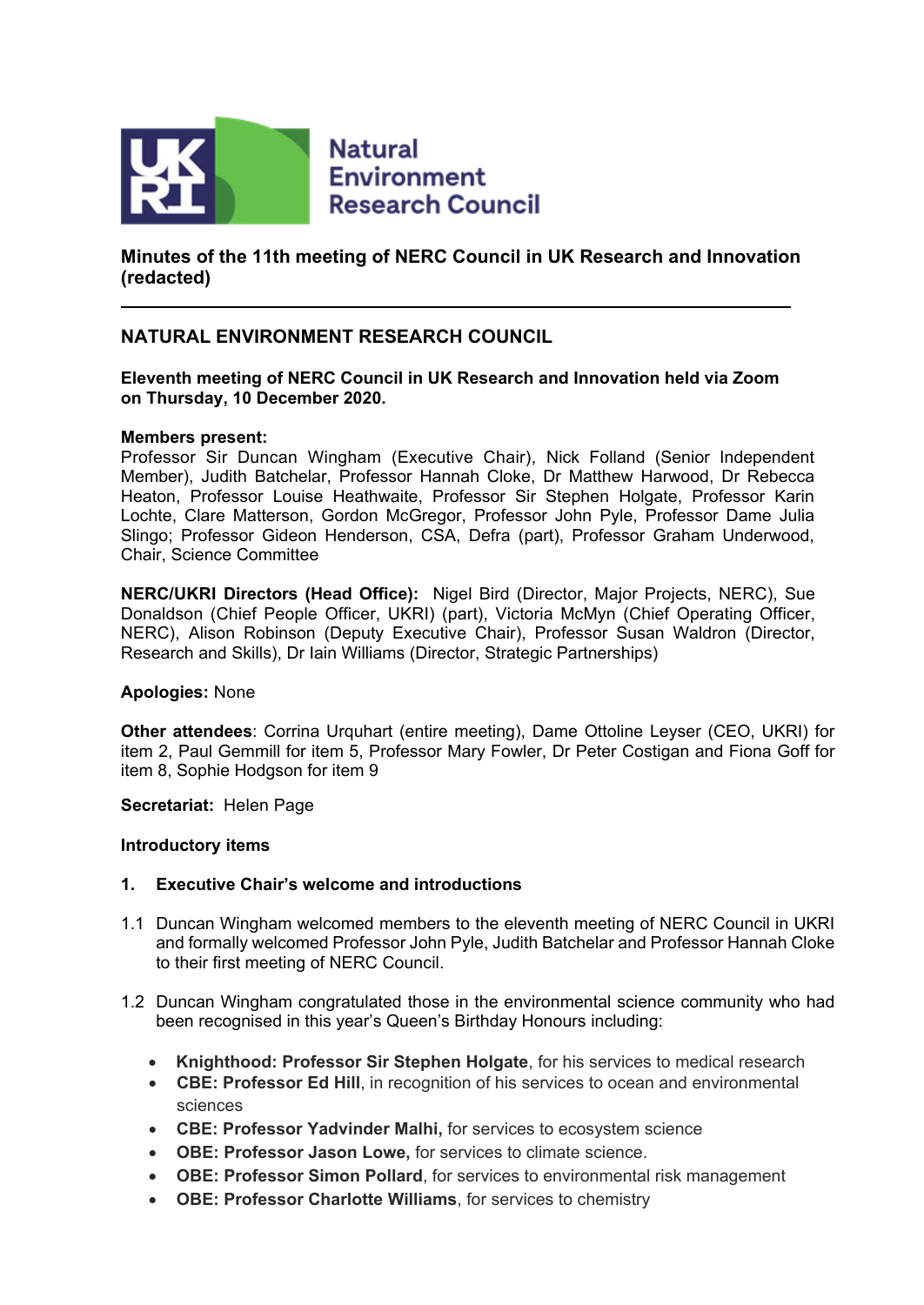Natural Environment Research Council

**Minutes of the 11th meeting of NERC Council in UK Research and Innovation (redacted)**

---

## NATURAL ENVIRONMENT RESEARCH COUNCIL

**Eleventh meeting of NERC Council in UK Research and Innovation held via Zoom on Thursday, 10 December 2020.**

**Members present:**
Professor Sir Duncan Wingham (Executive Chair), Nick Folland (Senior Independent Member), Judith Batchelar, Professor Hannah Cloke, Dr Matthew Harwood, Dr Rebecca Heaton, Professor Louise Heathwaite, Professor Sir Stephen Holgate, Professor Karin Lochte, Clare Matterson, Gordon McGregor, Professor John Pyle, Professor Dame Julia Slingo; Professor Gideon Henderson, CSA, Defra (part), Professor Graham Underwood, Chair, Science Committee

**NERC/UKRI Directors (Head Office):** Nigel Bird (Director, Major Projects, NERC), Sue Donaldson (Chief People Officer, UKRI) (part), Victoria McMyn (Chief Operating Officer, NERC), Alison Robinson (Deputy Executive Chair), Professor Susan Waldron (Director, Research and Skills), Dr Iain Williams (Director, Strategic Partnerships)

**Apologies:** None

**Other attendees**: Corrina Urquhart (entire meeting), Dame Ottoline Leyser (CEO, UKRI) for item 2, Paul Gemmill for item 5, Professor Mary Fowler, Dr Peter Costigan and Fiona Goff for item 8, Sophie Hodgson for item 9

**Secretariat:** Helen Page

**Introductory items**

**1. Executive Chair's welcome and introductions**

1.1 Duncan Wingham welcomed members to the eleventh meeting of NERC Council in UKRI and formally welcomed Professor John Pyle, Judith Batchelar and Professor Hannah Cloke to their first meeting of NERC Council.

1.2 Duncan Wingham congratulated those in the environmental science community who had been recognised in this year's Queen's Birthday Honours including:

- **Knighthood: Professor Sir Stephen Holgate**, for his services to medical research
- **CBE: Professor Ed Hill**, in recognition of his services to ocean and environmental sciences
- **CBE: Professor Yadvinder Malhi,** for services to ecosystem science
- **OBE: Professor Jason Lowe,** for services to climate science.
- **OBE: Professor Simon Pollard**, for services to environmental risk management
- **OBE: Professor Charlotte Williams**, for services to chemistry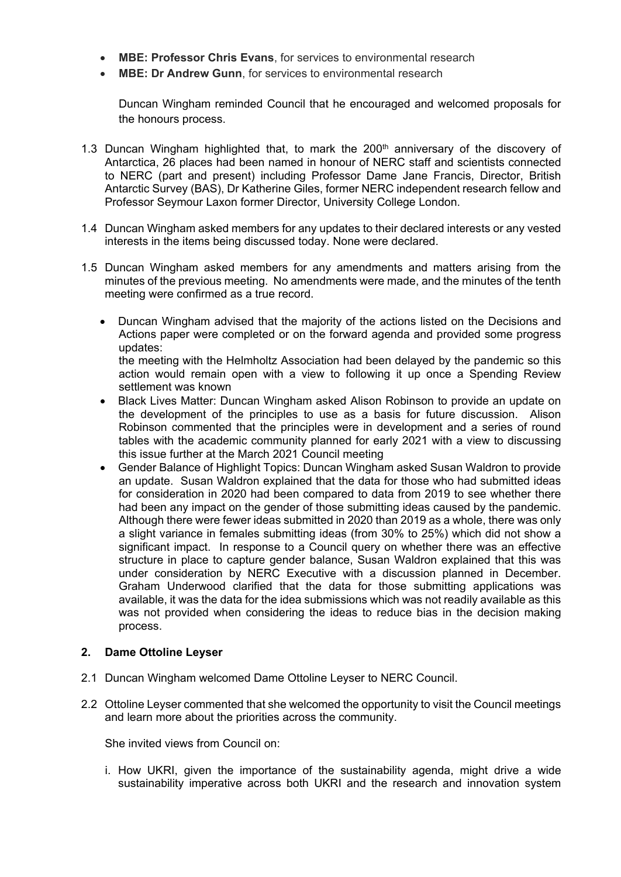- **MBE: Professor Chris Evans**, for services to environmental research
- **MBE: Dr Andrew Gunn**, for services to environmental research

Duncan Wingham reminded Council that he encouraged and welcomed proposals for the honours process.

1.3 Duncan Wingham highlighted that, to mark the 200th anniversary of the discovery of Antarctica, 26 places had been named in honour of NERC staff and scientists connected to NERC (part and present) including Professor Dame Jane Francis, Director, British Antarctic Survey (BAS), Dr Katherine Giles, former NERC independent research fellow and Professor Seymour Laxon former Director, University College London.

1.4 Duncan Wingham asked members for any updates to their declared interests or any vested interests in the items being discussed today. None were declared.

1.5 Duncan Wingham asked members for any amendments and matters arising from the minutes of the previous meeting. No amendments were made, and the minutes of the tenth meeting were confirmed as a true record.

- Duncan Wingham advised that the majority of the actions listed on the Decisions and Actions paper were completed or on the forward agenda and provided some progress updates:
  the meeting with the Helmholtz Association had been delayed by the pandemic so this action would remain open with a view to following it up once a Spending Review settlement was known
- Black Lives Matter: Duncan Wingham asked Alison Robinson to provide an update on the development of the principles to use as a basis for future discussion. Alison Robinson commented that the principles were in development and a series of round tables with the academic community planned for early 2021 with a view to discussing this issue further at the March 2021 Council meeting
- Gender Balance of Highlight Topics: Duncan Wingham asked Susan Waldron to provide an update. Susan Waldron explained that the data for those who had submitted ideas for consideration in 2020 had been compared to data from 2019 to see whether there had been any impact on the gender of those submitting ideas caused by the pandemic. Although there were fewer ideas submitted in 2020 than 2019 as a whole, there was only a slight variance in females submitting ideas (from 30% to 25%) which did not show a significant impact. In response to a Council query on whether there was an effective structure in place to capture gender balance, Susan Waldron explained that this was under consideration by NERC Executive with a discussion planned in December. Graham Underwood clarified that the data for those submitting applications was available, it was the data for the idea submissions which was not readily available as this was not provided when considering the ideas to reduce bias in the decision making process.

## 2. Dame Ottoline Leyser

2.1 Duncan Wingham welcomed Dame Ottoline Leyser to NERC Council.

2.2 Ottoline Leyser commented that she welcomed the opportunity to visit the Council meetings and learn more about the priorities across the community.

She invited views from Council on:

i. How UKRI, given the importance of the sustainability agenda, might drive a wide sustainability imperative across both UKRI and the research and innovation system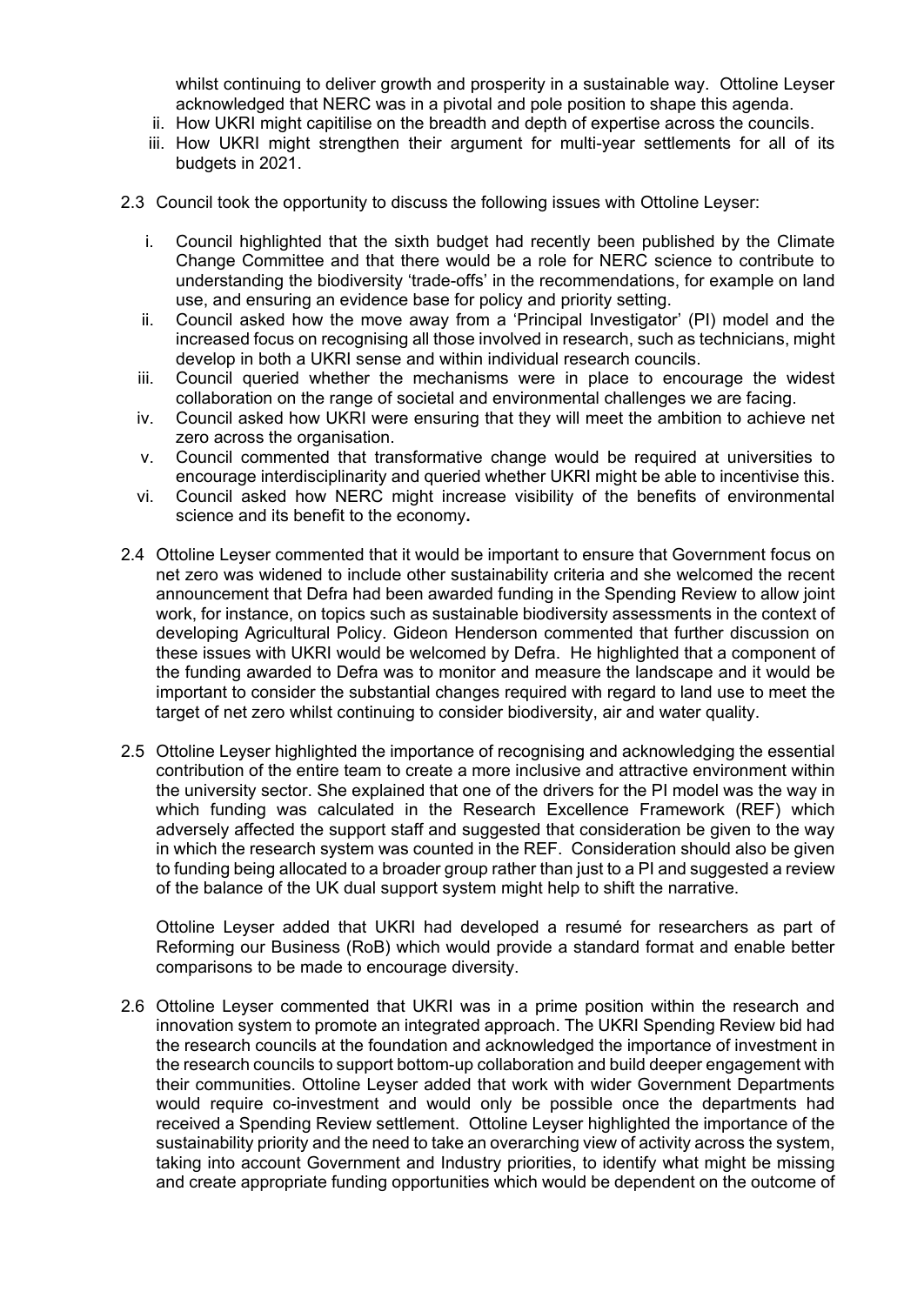whilst continuing to deliver growth and prosperity in a sustainable way. Ottoline Leyser acknowledged that NERC was in a pivotal and pole position to shape this agenda.

ii. How UKRI might capitilise on the breadth and depth of expertise across the councils.
iii. How UKRI might strengthen their argument for multi-year settlements for all of its budgets in 2021.

2.3 Council took the opportunity to discuss the following issues with Ottoline Leyser:

i. Council highlighted that the sixth budget had recently been published by the Climate Change Committee and that there would be a role for NERC science to contribute to understanding the biodiversity 'trade-offs' in the recommendations, for example on land use, and ensuring an evidence base for policy and priority setting.
ii. Council asked how the move away from a 'Principal Investigator' (PI) model and the increased focus on recognising all those involved in research, such as technicians, might develop in both a UKRI sense and within individual research councils.
iii. Council queried whether the mechanisms were in place to encourage the widest collaboration on the range of societal and environmental challenges we are facing.
iv. Council asked how UKRI were ensuring that they will meet the ambition to achieve net zero across the organisation.
v. Council commented that transformative change would be required at universities to encourage interdisciplinarity and queried whether UKRI might be able to incentivise this.
vi. Council asked how NERC might increase visibility of the benefits of environmental science and its benefit to the economy.

2.4 Ottoline Leyser commented that it would be important to ensure that Government focus on net zero was widened to include other sustainability criteria and she welcomed the recent announcement that Defra had been awarded funding in the Spending Review to allow joint work, for instance, on topics such as sustainable biodiversity assessments in the context of developing Agricultural Policy. Gideon Henderson commented that further discussion on these issues with UKRI would be welcomed by Defra. He highlighted that a component of the funding awarded to Defra was to monitor and measure the landscape and it would be important to consider the substantial changes required with regard to land use to meet the target of net zero whilst continuing to consider biodiversity, air and water quality.

2.5 Ottoline Leyser highlighted the importance of recognising and acknowledging the essential contribution of the entire team to create a more inclusive and attractive environment within the university sector. She explained that one of the drivers for the PI model was the way in which funding was calculated in the Research Excellence Framework (REF) which adversely affected the support staff and suggested that consideration be given to the way in which the research system was counted in the REF. Consideration should also be given to funding being allocated to a broader group rather than just to a PI and suggested a review of the balance of the UK dual support system might help to shift the narrative.

Ottoline Leyser added that UKRI had developed a resumé for researchers as part of Reforming our Business (RoB) which would provide a standard format and enable better comparisons to be made to encourage diversity.

2.6 Ottoline Leyser commented that UKRI was in a prime position within the research and innovation system to promote an integrated approach. The UKRI Spending Review bid had the research councils at the foundation and acknowledged the importance of investment in the research councils to support bottom-up collaboration and build deeper engagement with their communities. Ottoline Leyser added that work with wider Government Departments would require co-investment and would only be possible once the departments had received a Spending Review settlement. Ottoline Leyser highlighted the importance of the sustainability priority and the need to take an overarching view of activity across the system, taking into account Government and Industry priorities, to identify what might be missing and create appropriate funding opportunities which would be dependent on the outcome of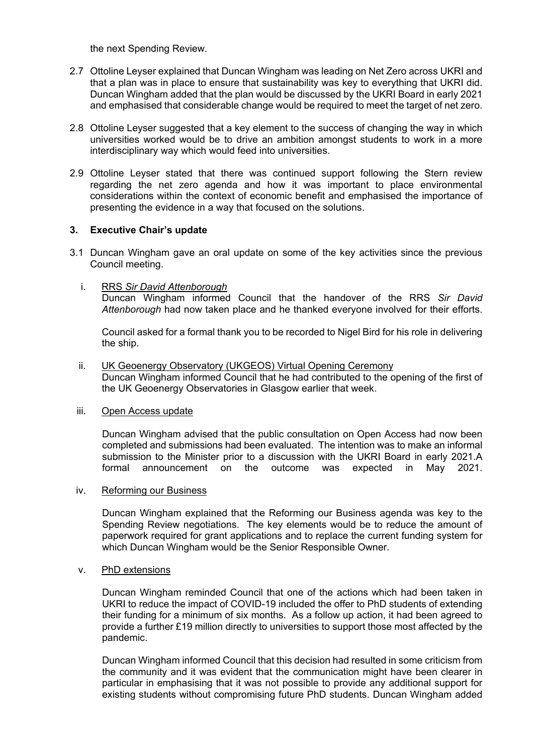the next Spending Review.

2.7 Ottoline Leyser explained that Duncan Wingham was leading on Net Zero across UKRI and that a plan was in place to ensure that sustainability was key to everything that UKRI did. Duncan Wingham added that the plan would be discussed by the UKRI Board in early 2021 and emphasised that considerable change would be required to meet the target of net zero.

2.8 Ottoline Leyser suggested that a key element to the success of changing the way in which universities worked would be to drive an ambition amongst students to work in a more interdisciplinary way which would feed into universities.

2.9 Ottoline Leyser stated that there was continued support following the Stern review regarding the net zero agenda and how it was important to place environmental considerations within the context of economic benefit and emphasised the importance of presenting the evidence in a way that focused on the solutions.

### 3. Executive Chair's update

3.1 Duncan Wingham gave an oral update on some of the key activities since the previous Council meeting.

i. RRS *Sir David Attenborough*

Duncan Wingham informed Council that the handover of the RRS *Sir David Attenborough* had now taken place and he thanked everyone involved for their efforts.

Council asked for a formal thank you to be recorded to Nigel Bird for his role in delivering the ship.

ii. UK Geoenergy Observatory (UKGEOS) Virtual Opening Ceremony

Duncan Wingham informed Council that he had contributed to the opening of the first of the UK Geoenergy Observatories in Glasgow earlier that week.

iii. Open Access update

Duncan Wingham advised that the public consultation on Open Access had now been completed and submissions had been evaluated. The intention was to make an informal submission to the Minister prior to a discussion with the UKRI Board in early 2021.A formal announcement on the outcome was expected in May 2021.

iv. Reforming our Business

Duncan Wingham explained that the Reforming our Business agenda was key to the Spending Review negotiations. The key elements would be to reduce the amount of paperwork required for grant applications and to replace the current funding system for which Duncan Wingham would be the Senior Responsible Owner.

v. PhD extensions

Duncan Wingham reminded Council that one of the actions which had been taken in UKRI to reduce the impact of COVID-19 included the offer to PhD students of extending their funding for a minimum of six months. As a follow up action, it had been agreed to provide a further £19 million directly to universities to support those most affected by the pandemic.

Duncan Wingham informed Council that this decision had resulted in some criticism from the community and it was evident that the communication might have been clearer in particular in emphasising that it was not possible to provide any additional support for existing students without compromising future PhD students. Duncan Wingham added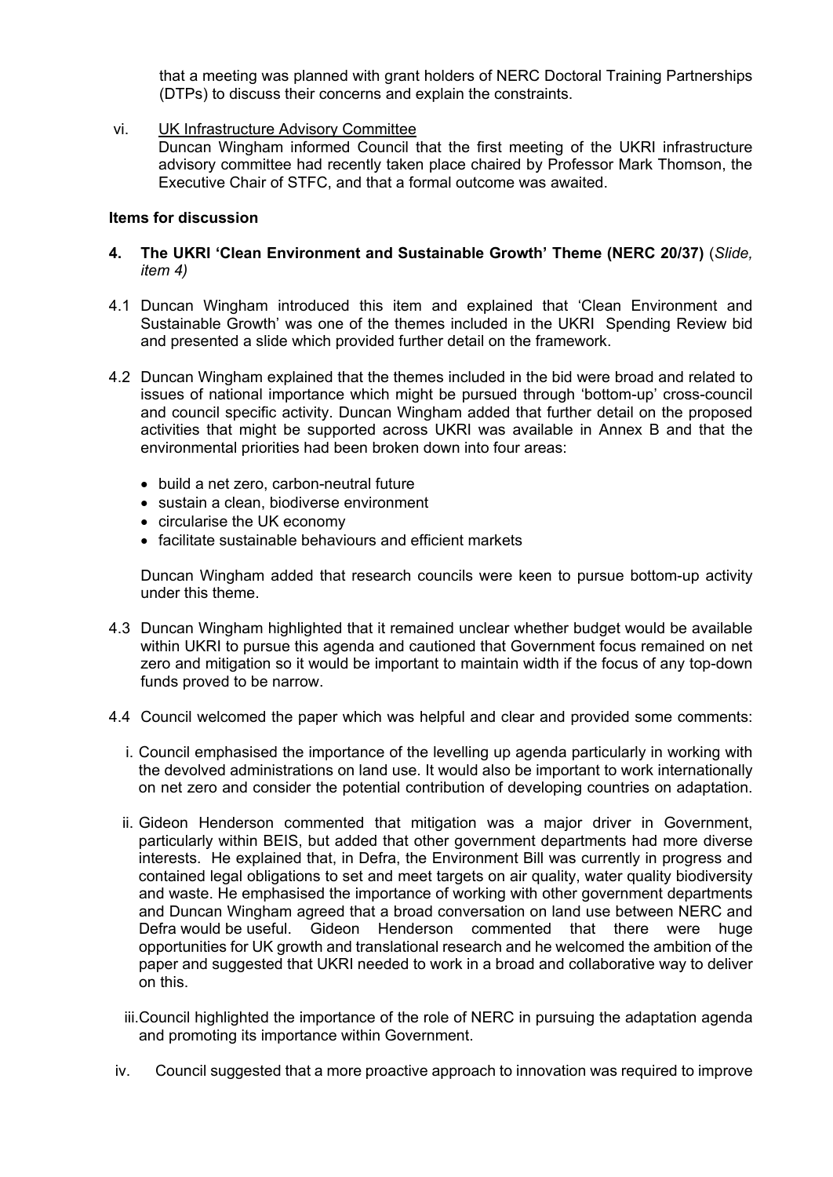that a meeting was planned with grant holders of NERC Doctoral Training Partnerships (DTPs) to discuss their concerns and explain the constraints.

vi. UK Infrastructure Advisory Committee
Duncan Wingham informed Council that the first meeting of the UKRI infrastructure advisory committee had recently taken place chaired by Professor Mark Thomson, the Executive Chair of STFC, and that a formal outcome was awaited.

**Items for discussion**

**4. The UKRI 'Clean Environment and Sustainable Growth' Theme (NERC 20/37)** (*Slide, item 4)*

4.1 Duncan Wingham introduced this item and explained that 'Clean Environment and Sustainable Growth' was one of the themes included in the UKRI Spending Review bid and presented a slide which provided further detail on the framework.

4.2 Duncan Wingham explained that the themes included in the bid were broad and related to issues of national importance which might be pursued through 'bottom-up' cross-council and council specific activity. Duncan Wingham added that further detail on the proposed activities that might be supported across UKRI was available in Annex B and that the environmental priorities had been broken down into four areas:

- build a net zero, carbon-neutral future
- sustain a clean, biodiverse environment
- circularise the UK economy
- facilitate sustainable behaviours and efficient markets

Duncan Wingham added that research councils were keen to pursue bottom-up activity under this theme.

4.3 Duncan Wingham highlighted that it remained unclear whether budget would be available within UKRI to pursue this agenda and cautioned that Government focus remained on net zero and mitigation so it would be important to maintain width if the focus of any top-down funds proved to be narrow.

4.4 Council welcomed the paper which was helpful and clear and provided some comments:

i. Council emphasised the importance of the levelling up agenda particularly in working with the devolved administrations on land use. It would also be important to work internationally on net zero and consider the potential contribution of developing countries on adaptation.

ii. Gideon Henderson commented that mitigation was a major driver in Government, particularly within BEIS, but added that other government departments had more diverse interests. He explained that, in Defra, the Environment Bill was currently in progress and contained legal obligations to set and meet targets on air quality, water quality biodiversity and waste. He emphasised the importance of working with other government departments and Duncan Wingham agreed that a broad conversation on land use between NERC and Defra would be useful. Gideon Henderson commented that there were huge opportunities for UK growth and translational research and he welcomed the ambition of the paper and suggested that UKRI needed to work in a broad and collaborative way to deliver on this.

iii. Council highlighted the importance of the role of NERC in pursuing the adaptation agenda and promoting its importance within Government.

iv. Council suggested that a more proactive approach to innovation was required to improve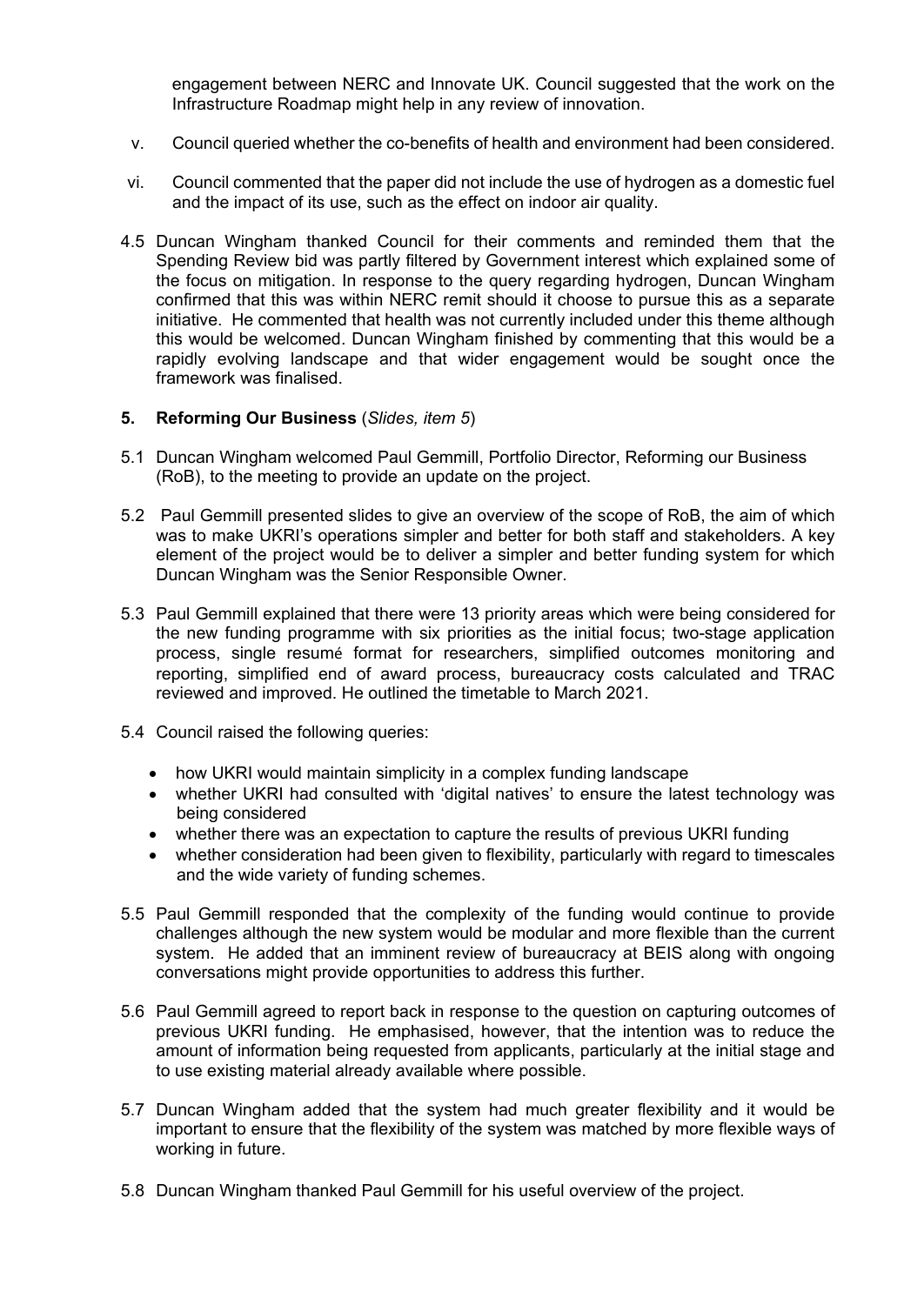engagement between NERC and Innovate UK. Council suggested that the work on the Infrastructure Roadmap might help in any review of innovation.

v. Council queried whether the co-benefits of health and environment had been considered.

vi. Council commented that the paper did not include the use of hydrogen as a domestic fuel and the impact of its use, such as the effect on indoor air quality.

4.5 Duncan Wingham thanked Council for their comments and reminded them that the Spending Review bid was partly filtered by Government interest which explained some of the focus on mitigation. In response to the query regarding hydrogen, Duncan Wingham confirmed that this was within NERC remit should it choose to pursue this as a separate initiative. He commented that health was not currently included under this theme although this would be welcomed. Duncan Wingham finished by commenting that this would be a rapidly evolving landscape and that wider engagement would be sought once the framework was finalised.

**5. Reforming Our Business** (*Slides, item 5*)

5.1 Duncan Wingham welcomed Paul Gemmill, Portfolio Director, Reforming our Business (RoB), to the meeting to provide an update on the project.

5.2 Paul Gemmill presented slides to give an overview of the scope of RoB, the aim of which was to make UKRI's operations simpler and better for both staff and stakeholders. A key element of the project would be to deliver a simpler and better funding system for which Duncan Wingham was the Senior Responsible Owner.

5.3 Paul Gemmill explained that there were 13 priority areas which were being considered for the new funding programme with six priorities as the initial focus; two-stage application process, single resumé format for researchers, simplified outcomes monitoring and reporting, simplified end of award process, bureaucracy costs calculated and TRAC reviewed and improved. He outlined the timetable to March 2021.

5.4 Council raised the following queries:

- how UKRI would maintain simplicity in a complex funding landscape
- whether UKRI had consulted with 'digital natives' to ensure the latest technology was being considered
- whether there was an expectation to capture the results of previous UKRI funding
- whether consideration had been given to flexibility, particularly with regard to timescales and the wide variety of funding schemes.

5.5 Paul Gemmill responded that the complexity of the funding would continue to provide challenges although the new system would be modular and more flexible than the current system. He added that an imminent review of bureaucracy at BEIS along with ongoing conversations might provide opportunities to address this further.

5.6 Paul Gemmill agreed to report back in response to the question on capturing outcomes of previous UKRI funding. He emphasised, however, that the intention was to reduce the amount of information being requested from applicants, particularly at the initial stage and to use existing material already available where possible.

5.7 Duncan Wingham added that the system had much greater flexibility and it would be important to ensure that the flexibility of the system was matched by more flexible ways of working in future.

5.8 Duncan Wingham thanked Paul Gemmill for his useful overview of the project.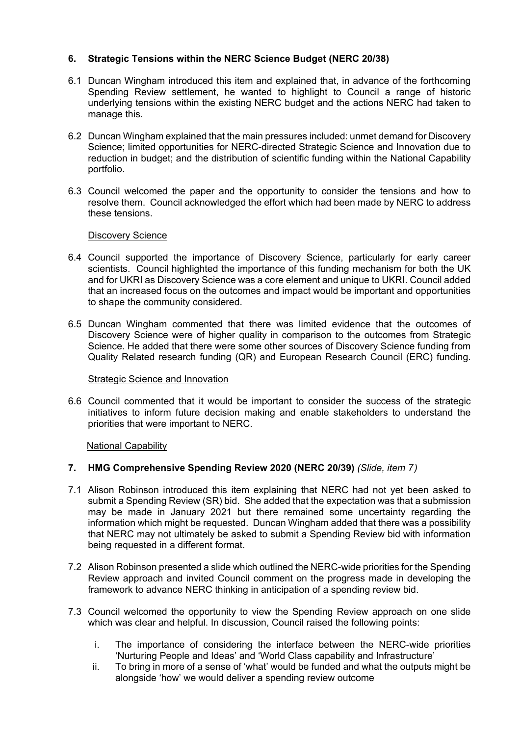## 6. Strategic Tensions within the NERC Science Budget (NERC 20/38)

6.1 Duncan Wingham introduced this item and explained that, in advance of the forthcoming Spending Review settlement, he wanted to highlight to Council a range of historic underlying tensions within the existing NERC budget and the actions NERC had taken to manage this.

6.2 Duncan Wingham explained that the main pressures included: unmet demand for Discovery Science; limited opportunities for NERC-directed Strategic Science and Innovation due to reduction in budget; and the distribution of scientific funding within the National Capability portfolio.

6.3 Council welcomed the paper and the opportunity to consider the tensions and how to resolve them. Council acknowledged the effort which had been made by NERC to address these tensions.

### Discovery Science

6.4 Council supported the importance of Discovery Science, particularly for early career scientists. Council highlighted the importance of this funding mechanism for both the UK and for UKRI as Discovery Science was a core element and unique to UKRI. Council added that an increased focus on the outcomes and impact would be important and opportunities to shape the community considered.

6.5 Duncan Wingham commented that there was limited evidence that the outcomes of Discovery Science were of higher quality in comparison to the outcomes from Strategic Science. He added that there were some other sources of Discovery Science funding from Quality Related research funding (QR) and European Research Council (ERC) funding.

### Strategic Science and Innovation

6.6 Council commented that it would be important to consider the success of the strategic initiatives to inform future decision making and enable stakeholders to understand the priorities that were important to NERC.

### National Capability

## 7. HMG Comprehensive Spending Review 2020 (NERC 20/39) *(Slide, item 7)*

7.1 Alison Robinson introduced this item explaining that NERC had not yet been asked to submit a Spending Review (SR) bid. She added that the expectation was that a submission may be made in January 2021 but there remained some uncertainty regarding the information which might be requested. Duncan Wingham added that there was a possibility that NERC may not ultimately be asked to submit a Spending Review bid with information being requested in a different format.

7.2 Alison Robinson presented a slide which outlined the NERC-wide priorities for the Spending Review approach and invited Council comment on the progress made in developing the framework to advance NERC thinking in anticipation of a spending review bid.

7.3 Council welcomed the opportunity to view the Spending Review approach on one slide which was clear and helpful. In discussion, Council raised the following points:

i. The importance of considering the interface between the NERC-wide priorities 'Nurturing People and Ideas' and 'World Class capability and Infrastructure'

ii. To bring in more of a sense of 'what' would be funded and what the outputs might be alongside 'how' we would deliver a spending review outcome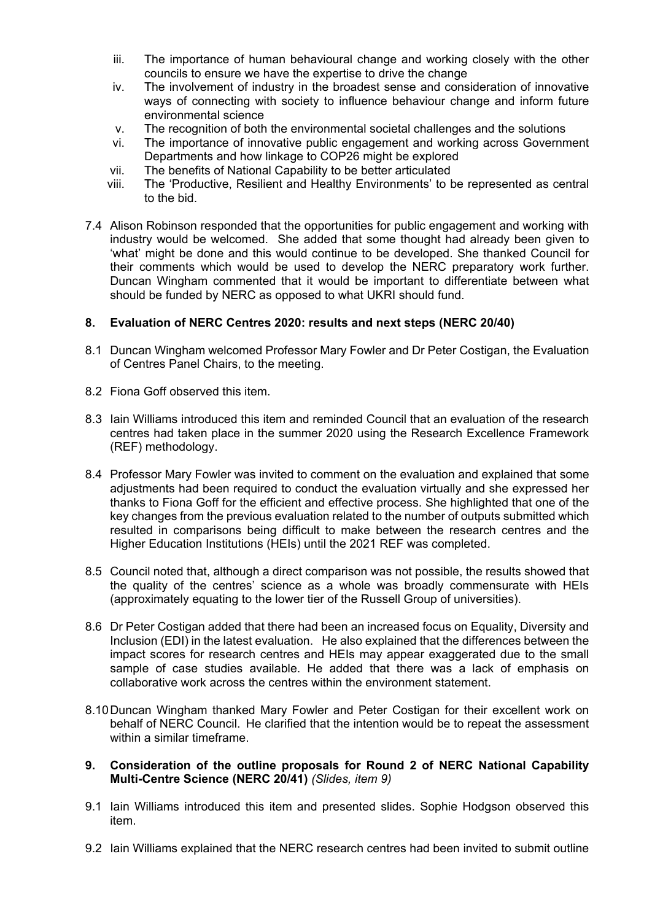- iii. The importance of human behavioural change and working closely with the other councils to ensure we have the expertise to drive the change
- iv. The involvement of industry in the broadest sense and consideration of innovative ways of connecting with society to influence behaviour change and inform future environmental science
- v. The recognition of both the environmental societal challenges and the solutions
- vi. The importance of innovative public engagement and working across Government Departments and how linkage to COP26 might be explored
- vii. The benefits of National Capability to be better articulated
- viii. The 'Productive, Resilient and Healthy Environments' to be represented as central to the bid.

7.4 Alison Robinson responded that the opportunities for public engagement and working with industry would be welcomed. She added that some thought had already been given to 'what' might be done and this would continue to be developed. She thanked Council for their comments which would be used to develop the NERC preparatory work further. Duncan Wingham commented that it would be important to differentiate between what should be funded by NERC as opposed to what UKRI should fund.

## 8. Evaluation of NERC Centres 2020: results and next steps (NERC 20/40)

8.1 Duncan Wingham welcomed Professor Mary Fowler and Dr Peter Costigan, the Evaluation of Centres Panel Chairs, to the meeting.

8.2 Fiona Goff observed this item.

8.3 Iain Williams introduced this item and reminded Council that an evaluation of the research centres had taken place in the summer 2020 using the Research Excellence Framework (REF) methodology.

8.4 Professor Mary Fowler was invited to comment on the evaluation and explained that some adjustments had been required to conduct the evaluation virtually and she expressed her thanks to Fiona Goff for the efficient and effective process. She highlighted that one of the key changes from the previous evaluation related to the number of outputs submitted which resulted in comparisons being difficult to make between the research centres and the Higher Education Institutions (HEIs) until the 2021 REF was completed.

8.5 Council noted that, although a direct comparison was not possible, the results showed that the quality of the centres' science as a whole was broadly commensurate with HEIs (approximately equating to the lower tier of the Russell Group of universities).

8.6 Dr Peter Costigan added that there had been an increased focus on Equality, Diversity and Inclusion (EDI) in the latest evaluation. He also explained that the differences between the impact scores for research centres and HEIs may appear exaggerated due to the small sample of case studies available. He added that there was a lack of emphasis on collaborative work across the centres within the environment statement.

8.10 Duncan Wingham thanked Mary Fowler and Peter Costigan for their excellent work on behalf of NERC Council. He clarified that the intention would be to repeat the assessment within a similar timeframe.

## 9. Consideration of the outline proposals for Round 2 of NERC National Capability Multi-Centre Science (NERC 20/41) *(Slides, item 9)*

9.1 Iain Williams introduced this item and presented slides. Sophie Hodgson observed this item.

9.2 Iain Williams explained that the NERC research centres had been invited to submit outline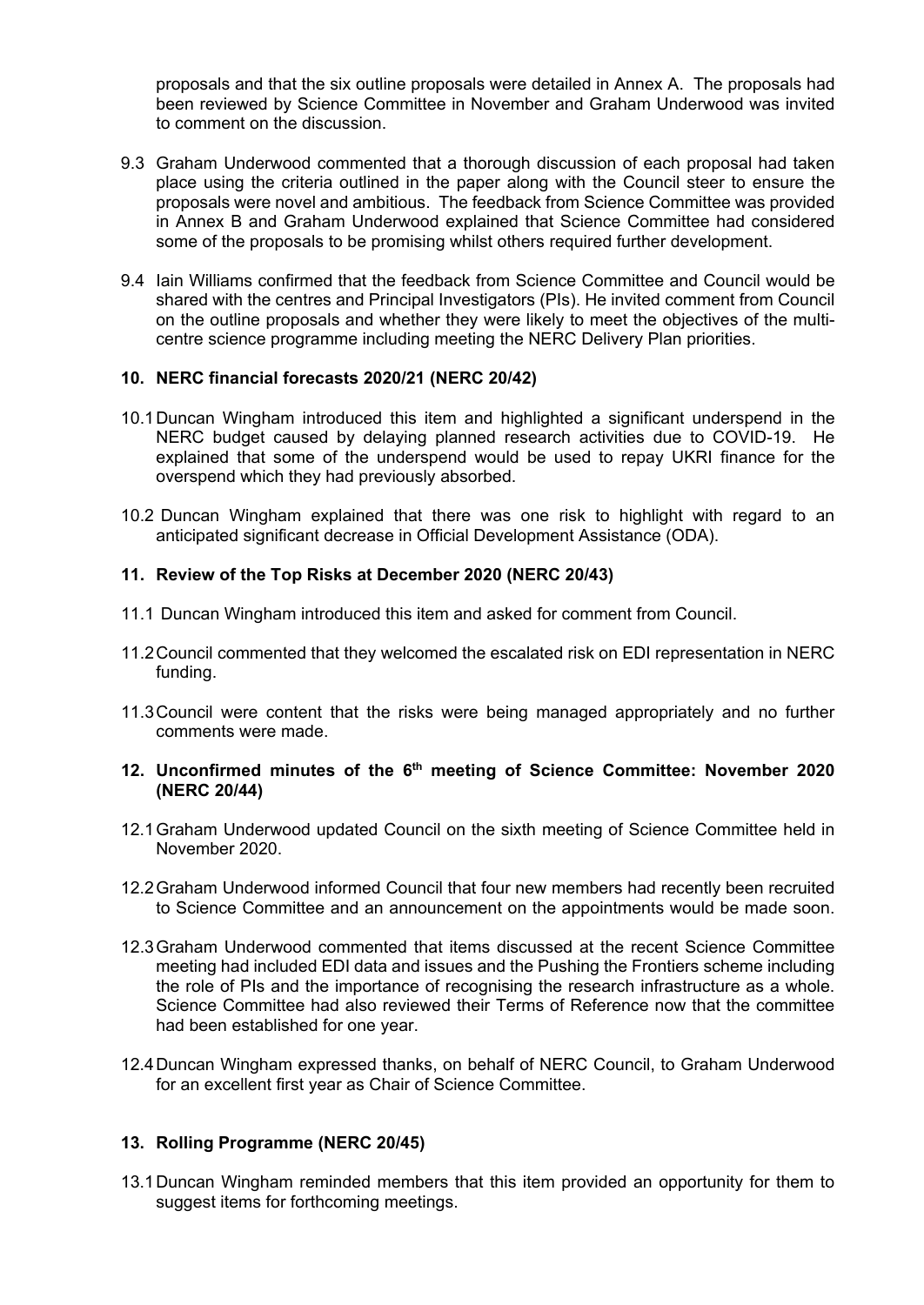proposals and that the six outline proposals were detailed in Annex A. The proposals had been reviewed by Science Committee in November and Graham Underwood was invited to comment on the discussion.

9.3 Graham Underwood commented that a thorough discussion of each proposal had taken place using the criteria outlined in the paper along with the Council steer to ensure the proposals were novel and ambitious. The feedback from Science Committee was provided in Annex B and Graham Underwood explained that Science Committee had considered some of the proposals to be promising whilst others required further development.

9.4 Iain Williams confirmed that the feedback from Science Committee and Council would be shared with the centres and Principal Investigators (PIs). He invited comment from Council on the outline proposals and whether they were likely to meet the objectives of the multi-centre science programme including meeting the NERC Delivery Plan priorities.

**10. NERC financial forecasts 2020/21 (NERC 20/42)**

10.1 Duncan Wingham introduced this item and highlighted a significant underspend in the NERC budget caused by delaying planned research activities due to COVID-19. He explained that some of the underspend would be used to repay UKRI finance for the overspend which they had previously absorbed.

10.2 Duncan Wingham explained that there was one risk to highlight with regard to an anticipated significant decrease in Official Development Assistance (ODA).

**11. Review of the Top Risks at December 2020 (NERC 20/43)**

11.1 Duncan Wingham introduced this item and asked for comment from Council.

11.2 Council commented that they welcomed the escalated risk on EDI representation in NERC funding.

11.3 Council were content that the risks were being managed appropriately and no further comments were made.

**12. Unconfirmed minutes of the 6th meeting of Science Committee: November 2020 (NERC 20/44)**

12.1 Graham Underwood updated Council on the sixth meeting of Science Committee held in November 2020.

12.2 Graham Underwood informed Council that four new members had recently been recruited to Science Committee and an announcement on the appointments would be made soon.

12.3 Graham Underwood commented that items discussed at the recent Science Committee meeting had included EDI data and issues and the Pushing the Frontiers scheme including the role of PIs and the importance of recognising the research infrastructure as a whole. Science Committee had also reviewed their Terms of Reference now that the committee had been established for one year.

12.4 Duncan Wingham expressed thanks, on behalf of NERC Council, to Graham Underwood for an excellent first year as Chair of Science Committee.

**13. Rolling Programme (NERC 20/45)**

13.1 Duncan Wingham reminded members that this item provided an opportunity for them to suggest items for forthcoming meetings.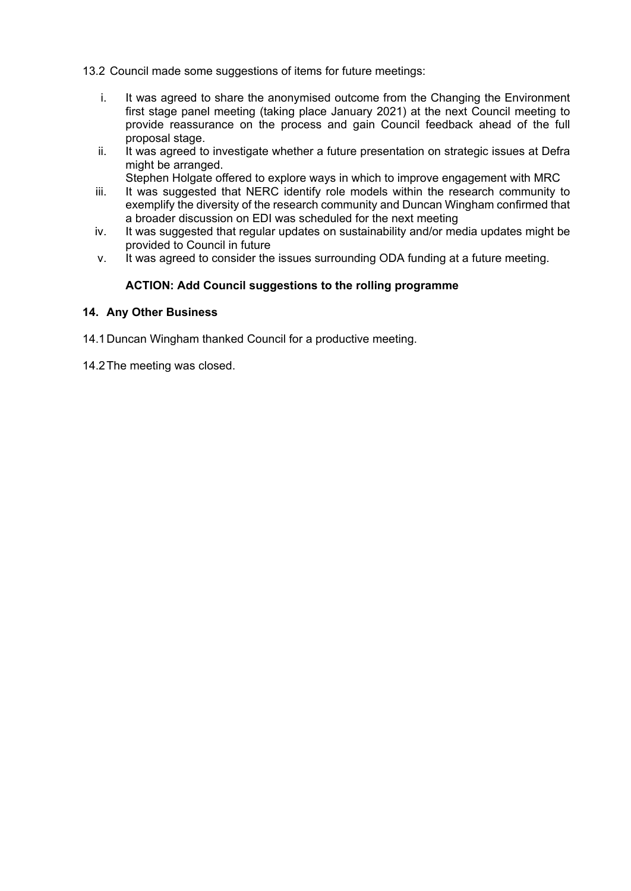13.2 Council made some suggestions of items for future meetings:

i. It was agreed to share the anonymised outcome from the Changing the Environment first stage panel meeting (taking place January 2021) at the next Council meeting to provide reassurance on the process and gain Council feedback ahead of the full proposal stage.
ii. It was agreed to investigate whether a future presentation on strategic issues at Defra might be arranged.
   Stephen Holgate offered to explore ways in which to improve engagement with MRC
iii. It was suggested that NERC identify role models within the research community to exemplify the diversity of the research community and Duncan Wingham confirmed that a broader discussion on EDI was scheduled for the next meeting
iv. It was suggested that regular updates on sustainability and/or media updates might be provided to Council in future
v. It was agreed to consider the issues surrounding ODA funding at a future meeting.

**ACTION: Add Council suggestions to the rolling programme**

**14. Any Other Business**

14.1 Duncan Wingham thanked Council for a productive meeting.

14.2 The meeting was closed.